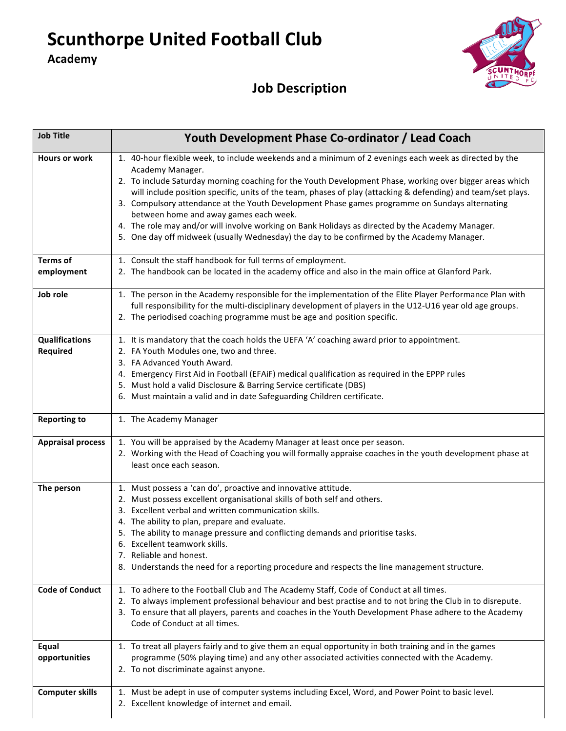# Scunthorpe United Football Club

## Academy

## Job Description

| Job Title | Youth Development Phase Co-ordinator / Lead Coach |
|---|---|
| Hours or work | 1. 40-hour flexible week, to include weekends and a minimum of 2 evenings each week as directed by the Academy Manager.<br>2. To include Saturday morning coaching for the Youth Development Phase, working over bigger areas which will include position specific, units of the team, phases of play (attacking & defending) and team/set plays.<br>3. Compulsory attendance at the Youth Development Phase games programme on Sundays alternating between home and away games each week.<br>4. The role may and/or will involve working on Bank Holidays as directed by the Academy Manager.<br>5. One day off midweek (usually Wednesday) the day to be confirmed by the Academy Manager. |
| Terms of employment | 1. Consult the staff handbook for full terms of employment.<br>2. The handbook can be located in the academy office and also in the main office at Glanford Park. |
| Job role | 1. The person in the Academy responsible for the implementation of the Elite Player Performance Plan with full responsibility for the multi-disciplinary development of players in the U12-U16 year old age groups.<br>2. The periodised coaching programme must be age and position specific. |
| Qualifications Required | 1. It is mandatory that the coach holds the UEFA 'A' coaching award prior to appointment.<br>2. FA Youth Modules one, two and three.<br>3. FA Advanced Youth Award.<br>4. Emergency First Aid in Football (EFAiF) medical qualification as required in the EPPP rules<br>5. Must hold a valid Disclosure & Barring Service certificate (DBS)<br>6. Must maintain a valid and in date Safeguarding Children certificate. |
| Reporting to | 1. The Academy Manager |
| Appraisal process | 1. You will be appraised by the Academy Manager at least once per season.<br>2. Working with the Head of Coaching you will formally appraise coaches in the youth development phase at least once each season. |
| The person | 1. Must possess a 'can do', proactive and innovative attitude.<br>2. Must possess excellent organisational skills of both self and others.<br>3. Excellent verbal and written communication skills.<br>4. The ability to plan, prepare and evaluate.<br>5. The ability to manage pressure and conflicting demands and prioritise tasks.<br>6. Excellent teamwork skills.<br>7. Reliable and honest.<br>8. Understands the need for a reporting procedure and respects the line management structure. |
| Code of Conduct | 1. To adhere to the Football Club and The Academy Staff, Code of Conduct at all times.<br>2. To always implement professional behaviour and best practise and to not bring the Club in to disrepute.<br>3. To ensure that all players, parents and coaches in the Youth Development Phase adhere to the Academy Code of Conduct at all times. |
| Equal opportunities | 1. To treat all players fairly and to give them an equal opportunity in both training and in the games programme (50% playing time) and any other associated activities connected with the Academy.<br>2. To not discriminate against anyone. |
| Computer skills | 1. Must be adept in use of computer systems including Excel, Word, and Power Point to basic level.<br>2. Excellent knowledge of internet and email. |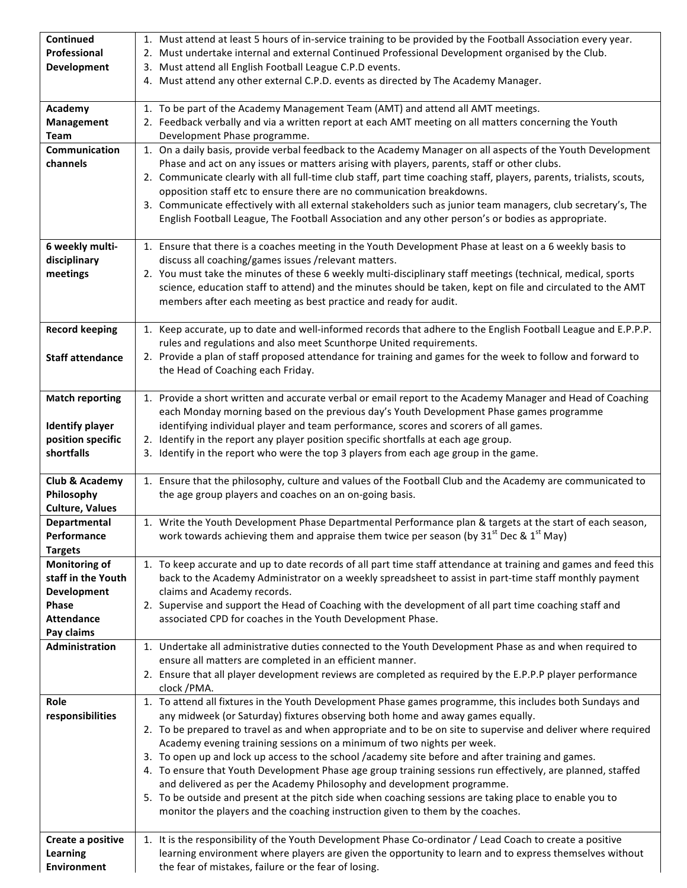| | |
|---|---|
| **Continued Professional Development** | 1. Must attend at least 5 hours of in-service training to be provided by the Football Association every year.<br>2. Must undertake internal and external Continued Professional Development organised by the Club.<br>3. Must attend all English Football League C.P.D events.<br>4. Must attend any other external C.P.D. events as directed by The Academy Manager. |
| **Academy Management Team** | 1. To be part of the Academy Management Team (AMT) and attend all AMT meetings.<br>2. Feedback verbally and via a written report at each AMT meeting on all matters concerning the Youth Development Phase programme. |
| **Communication channels** | 1. On a daily basis, provide verbal feedback to the Academy Manager on all aspects of the Youth Development Phase and act on any issues or matters arising with players, parents, staff or other clubs.<br>2. Communicate clearly with all full-time club staff, part time coaching staff, players, parents, trialists, scouts, opposition staff etc to ensure there are no communication breakdowns.<br>3. Communicate effectively with all external stakeholders such as junior team managers, club secretary's, The English Football League, The Football Association and any other person's or bodies as appropriate. |
| **6 weekly multi-disciplinary meetings** | 1. Ensure that there is a coaches meeting in the Youth Development Phase at least on a 6 weekly basis to discuss all coaching/games issues /relevant matters.<br>2. You must take the minutes of these 6 weekly multi-disciplinary staff meetings (technical, medical, sports science, education staff to attend) and the minutes should be taken, kept on file and circulated to the AMT members after each meeting as best practice and ready for audit. |
| **Record keeping**<br><br>**Staff attendance** | 1. Keep accurate, up to date and well-informed records that adhere to the English Football League and E.P.P.P. rules and regulations and also meet Scunthorpe United requirements.<br>2. Provide a plan of staff proposed attendance for training and games for the week to follow and forward to the Head of Coaching each Friday. |
| **Match reporting**<br><br>**Identify player position specific shortfalls** | 1. Provide a short written and accurate verbal or email report to the Academy Manager and Head of Coaching each Monday morning based on the previous day's Youth Development Phase games programme identifying individual player and team performance, scores and scorers of all games.<br>2. Identify in the report any player position specific shortfalls at each age group.<br>3. Identify in the report who were the top 3 players from each age group in the game. |
| **Club & Academy Philosophy Culture, Values** | 1. Ensure that the philosophy, culture and values of the Football Club and the Academy are communicated to the age group players and coaches on an on-going basis. |
| **Departmental Performance Targets** | 1. Write the Youth Development Phase Departmental Performance plan & targets at the start of each season, work towards achieving them and appraise them twice per season (by 31st Dec & 1st May) |
| **Monitoring of staff in the Youth Development Phase Attendance Pay claims** | 1. To keep accurate and up to date records of all part time staff attendance at training and games and feed this back to the Academy Administrator on a weekly spreadsheet to assist in part-time staff monthly payment claims and Academy records.<br>2. Supervise and support the Head of Coaching with the development of all part time coaching staff and associated CPD for coaches in the Youth Development Phase. |
| **Administration** | 1. Undertake all administrative duties connected to the Youth Development Phase as and when required to ensure all matters are completed in an efficient manner.<br>2. Ensure that all player development reviews are completed as required by the E.P.P.P player performance clock /PMA. |
| **Role responsibilities** | 1. To attend all fixtures in the Youth Development Phase games programme, this includes both Sundays and any midweek (or Saturday) fixtures observing both home and away games equally.<br>2. To be prepared to travel as and when appropriate and to be on site to supervise and deliver where required Academy evening training sessions on a minimum of two nights per week.<br>3. To open up and lock up access to the school /academy site before and after training and games.<br>4. To ensure that Youth Development Phase age group training sessions run effectively, are planned, staffed and delivered as per the Academy Philosophy and development programme.<br>5. To be outside and present at the pitch side when coaching sessions are taking place to enable you to monitor the players and the coaching instruction given to them by the coaches. |
| **Create a positive Learning Environment** | 1. It is the responsibility of the Youth Development Phase Co-ordinator / Lead Coach to create a positive learning environment where players are given the opportunity to learn and to express themselves without the fear of mistakes, failure or the fear of losing. |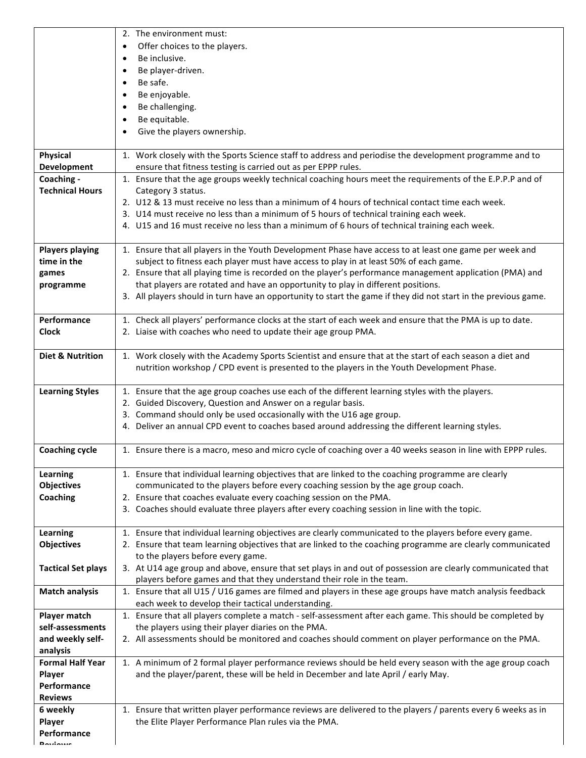| | |
|---|---|
| | 2. The environment must:<br>• Offer choices to the players.<br>• Be inclusive.<br>• Be player-driven.<br>• Be safe.<br>• Be enjoyable.<br>• Be challenging.<br>• Be equitable.<br>• Give the players ownership. |
| **Physical Development** | 1. Work closely with the Sports Science staff to address and periodise the development programme and to ensure that fitness testing is carried out as per EPPP rules. |
| **Coaching - Technical Hours** | 1. Ensure that the age groups weekly technical coaching hours meet the requirements of the E.P.P.P and of Category 3 status.<br>2. U12 & 13 must receive no less than a minimum of 4 hours of technical contact time each week.<br>3. U14 must receive no less than a minimum of 5 hours of technical training each week.<br>4. U15 and 16 must receive no less than a minimum of 6 hours of technical training each week. |
| **Players playing time in the games programme** | 1. Ensure that all players in the Youth Development Phase have access to at least one game per week and subject to fitness each player must have access to play in at least 50% of each game.<br>2. Ensure that all playing time is recorded on the player's performance management application (PMA) and that players are rotated and have an opportunity to play in different positions.<br>3. All players should in turn have an opportunity to start the game if they did not start in the previous game. |
| **Performance Clock** | 1. Check all players' performance clocks at the start of each week and ensure that the PMA is up to date.<br>2. Liaise with coaches who need to update their age group PMA. |
| **Diet & Nutrition** | 1. Work closely with the Academy Sports Scientist and ensure that at the start of each season a diet and nutrition workshop / CPD event is presented to the players in the Youth Development Phase. |
| **Learning Styles** | 1. Ensure that the age group coaches use each of the different learning styles with the players.<br>2. Guided Discovery, Question and Answer on a regular basis.<br>3. Command should only be used occasionally with the U16 age group.<br>4. Deliver an annual CPD event to coaches based around addressing the different learning styles. |
| **Coaching cycle** | 1. Ensure there is a macro, meso and micro cycle of coaching over a 40 weeks season in line with EPPP rules. |
| **Learning Objectives Coaching** | 1. Ensure that individual learning objectives that are linked to the coaching programme are clearly communicated to the players before every coaching session by the age group coach.<br>2. Ensure that coaches evaluate every coaching session on the PMA.<br>3. Coaches should evaluate three players after every coaching session in line with the topic. |
| **Learning Objectives**<br><br>**Tactical Set plays** | 1. Ensure that individual learning objectives are clearly communicated to the players before every game.<br>2. Ensure that team learning objectives that are linked to the coaching programme are clearly communicated to the players before every game.<br>3. At U14 age group and above, ensure that set plays in and out of possession are clearly communicated that players before games and that they understand their role in the team. |
| **Match analysis** | 1. Ensure that all U15 / U16 games are filmed and players in these age groups have match analysis feedback each week to develop their tactical understanding. |
| **Player match self-assessments and weekly self-analysis** | 1. Ensure that all players complete a match - self-assessment after each game. This should be completed by the players using their player diaries on the PMA.<br>2. All assessments should be monitored and coaches should comment on player performance on the PMA. |
| **Formal Half Year Player Performance Reviews** | 1. A minimum of 2 formal player performance reviews should be held every season with the age group coach and the player/parent, these will be held in December and late April / early May. |
| **6 weekly Player Performance Reviews** | 1. Ensure that written player performance reviews are delivered to the players / parents every 6 weeks as in the Elite Player Performance Plan rules via the PMA. |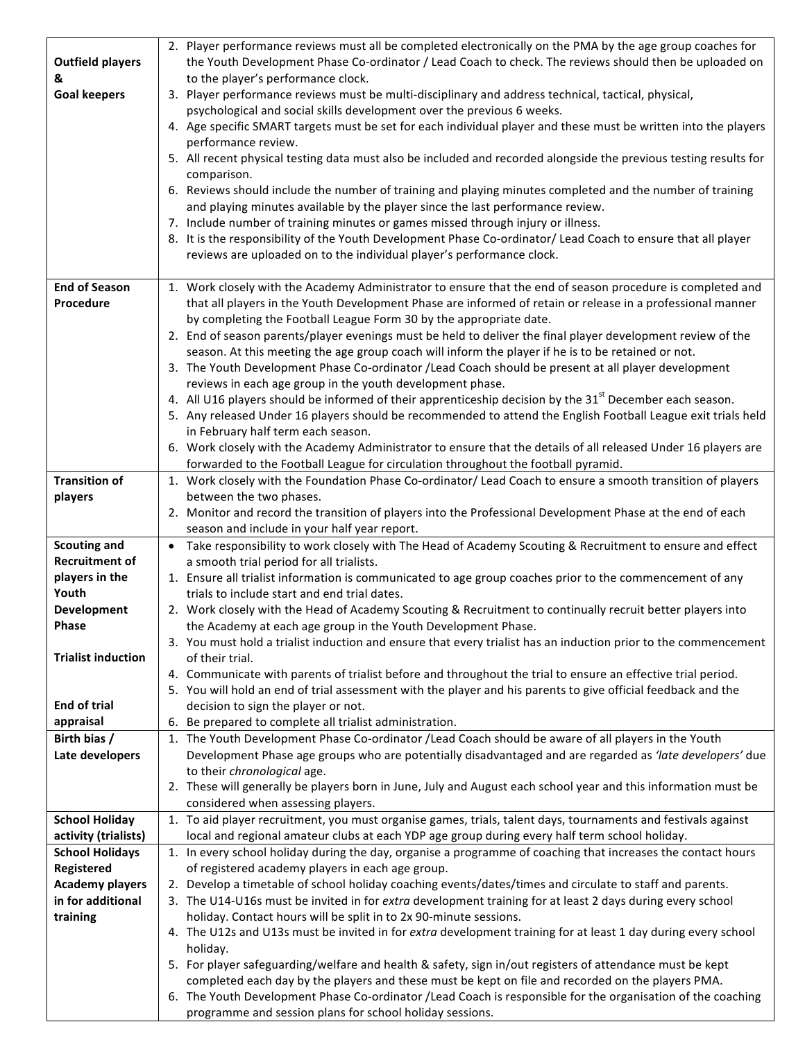| | |
|---|---|
| **Outfield players & Goal keepers** | 2. Player performance reviews must all be completed electronically on the PMA by the age group coaches for the Youth Development Phase Co-ordinator / Lead Coach to check. The reviews should then be uploaded on to the player's performance clock.<br>3. Player performance reviews must be multi-disciplinary and address technical, tactical, physical, psychological and social skills development over the previous 6 weeks.<br>4. Age specific SMART targets must be set for each individual player and these must be written into the players performance review.<br>5. All recent physical testing data must also be included and recorded alongside the previous testing results for comparison.<br>6. Reviews should include the number of training and playing minutes completed and the number of training and playing minutes available by the player since the last performance review.<br>7. Include number of training minutes or games missed through injury or illness.<br>8. It is the responsibility of the Youth Development Phase Co-ordinator/ Lead Coach to ensure that all player reviews are uploaded on to the individual player's performance clock. |
| **End of Season Procedure** | 1. Work closely with the Academy Administrator to ensure that the end of season procedure is completed and that all players in the Youth Development Phase are informed of retain or release in a professional manner by completing the Football League Form 30 by the appropriate date.<br>2. End of season parents/player evenings must be held to deliver the final player development review of the season. At this meeting the age group coach will inform the player if he is to be retained or not.<br>3. The Youth Development Phase Co-ordinator /Lead Coach should be present at all player development reviews in each age group in the youth development phase.<br>4. All U16 players should be informed of their apprenticeship decision by the 31st December each season.<br>5. Any released Under 16 players should be recommended to attend the English Football League exit trials held in February half term each season.<br>6. Work closely with the Academy Administrator to ensure that the details of all released Under 16 players are forwarded to the Football League for circulation throughout the football pyramid. |
| **Transition of players** | 1. Work closely with the Foundation Phase Co-ordinator/ Lead Coach to ensure a smooth transition of players between the two phases.<br>2. Monitor and record the transition of players into the Professional Development Phase at the end of each season and include in your half year report. |
| **Scouting and Recruitment of players in the Youth Development Phase**<br><br>**Trialist induction**<br><br>**End of trial appraisal** | • Take responsibility to work closely with The Head of Academy Scouting & Recruitment to ensure and effect a smooth trial period for all trialists.<br>1. Ensure all trialist information is communicated to age group coaches prior to the commencement of any trials to include start and end trial dates.<br>2. Work closely with the Head of Academy Scouting & Recruitment to continually recruit better players into the Academy at each age group in the Youth Development Phase.<br>3. You must hold a trialist induction and ensure that every trialist has an induction prior to the commencement of their trial.<br>4. Communicate with parents of trialist before and throughout the trial to ensure an effective trial period.<br>5. You will hold an end of trial assessment with the player and his parents to give official feedback and the decision to sign the player or not.<br>6. Be prepared to complete all trialist administration. |
| **Birth bias / Late developers** | 1. The Youth Development Phase Co-ordinator /Lead Coach should be aware of all players in the Youth Development Phase age groups who are potentially disadvantaged and are regarded as *'late developers'* due to their *chronological* age.<br>2. These will generally be players born in June, July and August each school year and this information must be considered when assessing players. |
| **School Holiday activity (trialists)** | 1. To aid player recruitment, you must organise games, trials, talent days, tournaments and festivals against local and regional amateur clubs at each YDP age group during every half term school holiday. |
| **School Holidays Registered Academy players in for additional training** | 1. In every school holiday during the day, organise a programme of coaching that increases the contact hours of registered academy players in each age group.<br>2. Develop a timetable of school holiday coaching events/dates/times and circulate to staff and parents.<br>3. The U14-U16s must be invited in for *extra* development training for at least 2 days during every school holiday. Contact hours will be split in to 2x 90-minute sessions.<br>4. The U12s and U13s must be invited in for *extra* development training for at least 1 day during every school holiday.<br>5. For player safeguarding/welfare and health & safety, sign in/out registers of attendance must be kept completed each day by the players and these must be kept on file and recorded on the players PMA.<br>6. The Youth Development Phase Co-ordinator /Lead Coach is responsible for the organisation of the coaching programme and session plans for school holiday sessions. |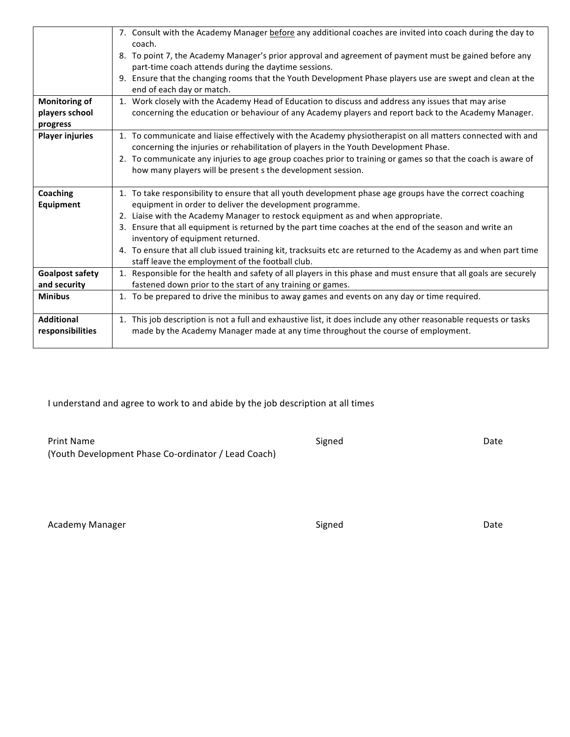| | |
|---|---|
| | 7. Consult with the Academy Manager before any additional coaches are invited into coach during the day to coach.<br>8. To point 7, the Academy Manager's prior approval and agreement of payment must be gained before any part-time coach attends during the daytime sessions.<br>9. Ensure that the changing rooms that the Youth Development Phase players use are swept and clean at the end of each day or match. |
| **Monitoring of players school progress** | 1. Work closely with the Academy Head of Education to discuss and address any issues that may arise concerning the education or behaviour of any Academy players and report back to the Academy Manager. |
| **Player injuries** | 1. To communicate and liaise effectively with the Academy physiotherapist on all matters connected with and concerning the injuries or rehabilitation of players in the Youth Development Phase.<br>2. To communicate any injuries to age group coaches prior to training or games so that the coach is aware of how many players will be present s the development session. |
| **Coaching Equipment** | 1. To take responsibility to ensure that all youth development phase age groups have the correct coaching equipment in order to deliver the development programme.<br>2. Liaise with the Academy Manager to restock equipment as and when appropriate.<br>3. Ensure that all equipment is returned by the part time coaches at the end of the season and write an inventory of equipment returned.<br>4. To ensure that all club issued training kit, tracksuits etc are returned to the Academy as and when part time staff leave the employment of the football club. |
| **Goalpost safety and security** | 1. Responsible for the health and safety of all players in this phase and must ensure that all goals are securely fastened down prior to the start of any training or games. |
| **Minibus** | 1. To be prepared to drive the minibus to away games and events on any day or time required. |
| **Additional responsibilities** | 1. This job description is not a full and exhaustive list, it does include any other reasonable requests or tasks made by the Academy Manager made at any time throughout the course of employment. |

I understand and agree to work to and abide by the job description at all times

Print Name (Youth Development Phase Co-ordinator / Lead Coach) Signed Date

Academy Manager Signed Date